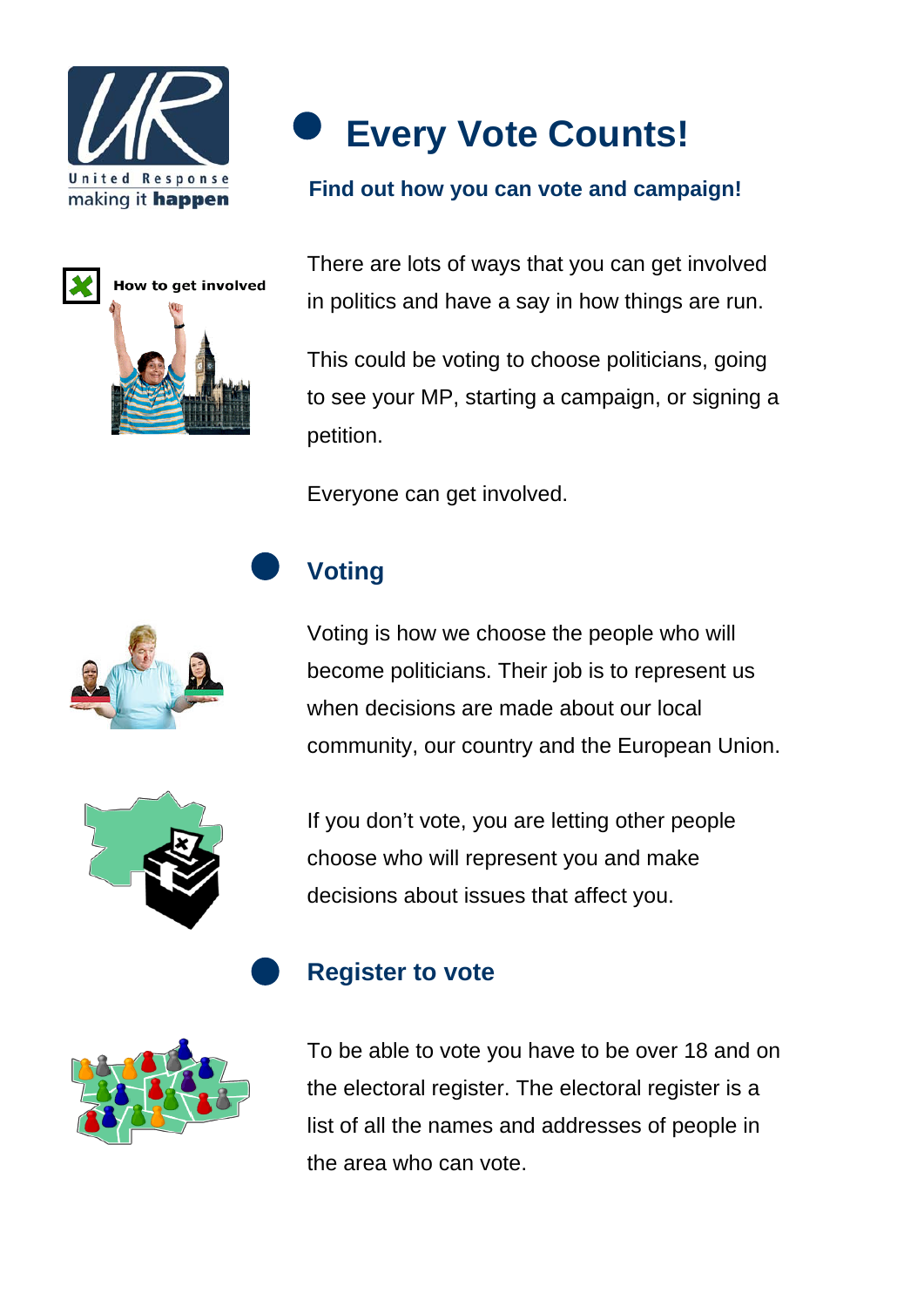# Every Vote Counts!

**Find out how you can vote and campaign!**

How to get involved

There are lots of ways that you can get involved in politics and have a say in how things are run.

This could be voting to choose politicians, going to see your MP, starting a campaign, or signing a petition.

Everyone can get involved.

## Voting

Voting is how we choose the people who will become politicians. Their job is to represent us when decisions are made about our local community, our country and the European Union.

If you don't vote, you are letting other people choose who will represent you and make decisions about issues that affect you.

## Register to vote

To be able to vote you have to be over 18 and on the electoral register. The electoral register is a list of all the names and addresses of people in the area who can vote.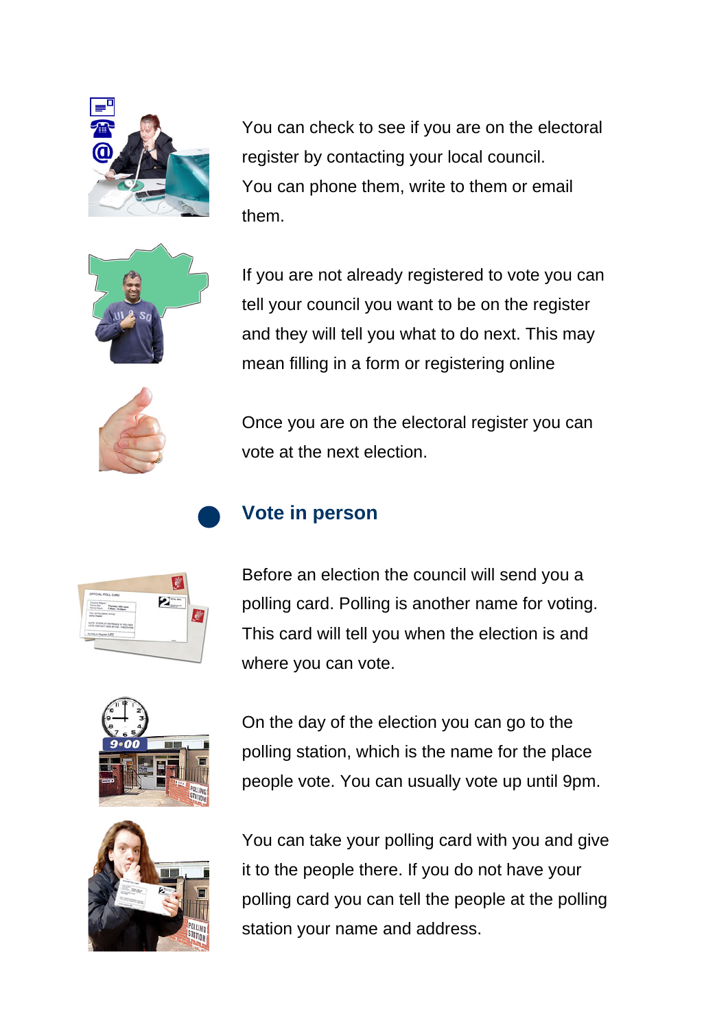You can check to see if you are on the electoral register by contacting your local council. You can phone them, write to them or email them.

If you are not already registered to vote you can tell your council you want to be on the register and they will tell you what to do next. This may mean filling in a form or registering online

Once you are on the electoral register you can vote at the next election.

## Vote in person

Before an election the council will send you a polling card. Polling is another name for voting. This card will tell you when the election is and where you can vote.

On the day of the election you can go to the polling station, which is the name for the place people vote. You can usually vote up until 9pm.

You can take your polling card with you and give it to the people there. If you do not have your polling card you can tell the people at the polling station your name and address.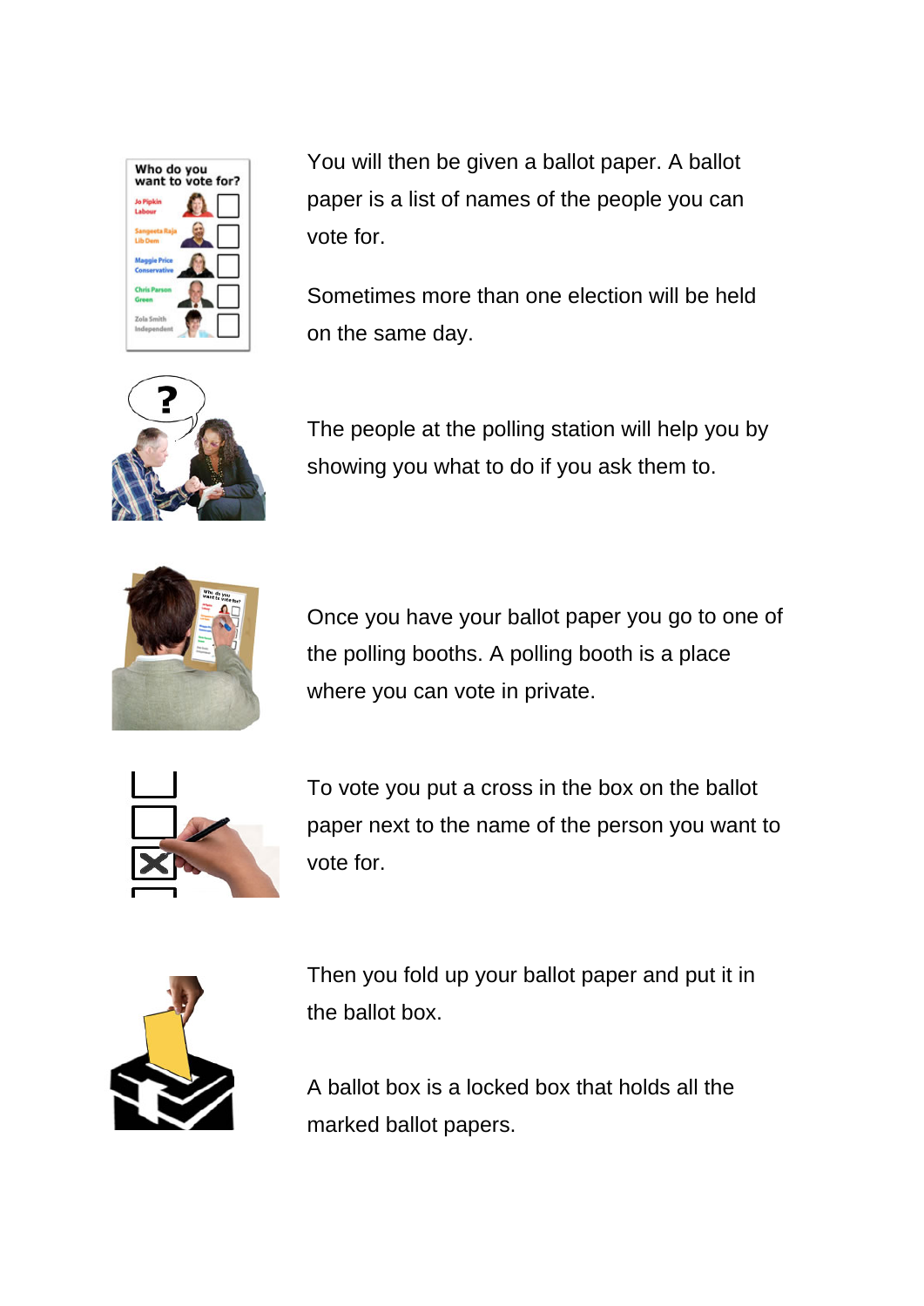You will then be given a ballot paper. A ballot paper is a list of names of the people you can vote for.

Sometimes more than one election will be held on the same day.

The people at the polling station will help you by showing you what to do if you ask them to.

Once you have your ballot paper you go to one of the polling booths. A polling booth is a place where you can vote in private.

To vote you put a cross in the box on the ballot paper next to the name of the person you want to vote for.

Then you fold up your ballot paper and put it in the ballot box.

A ballot box is a locked box that holds all the marked ballot papers.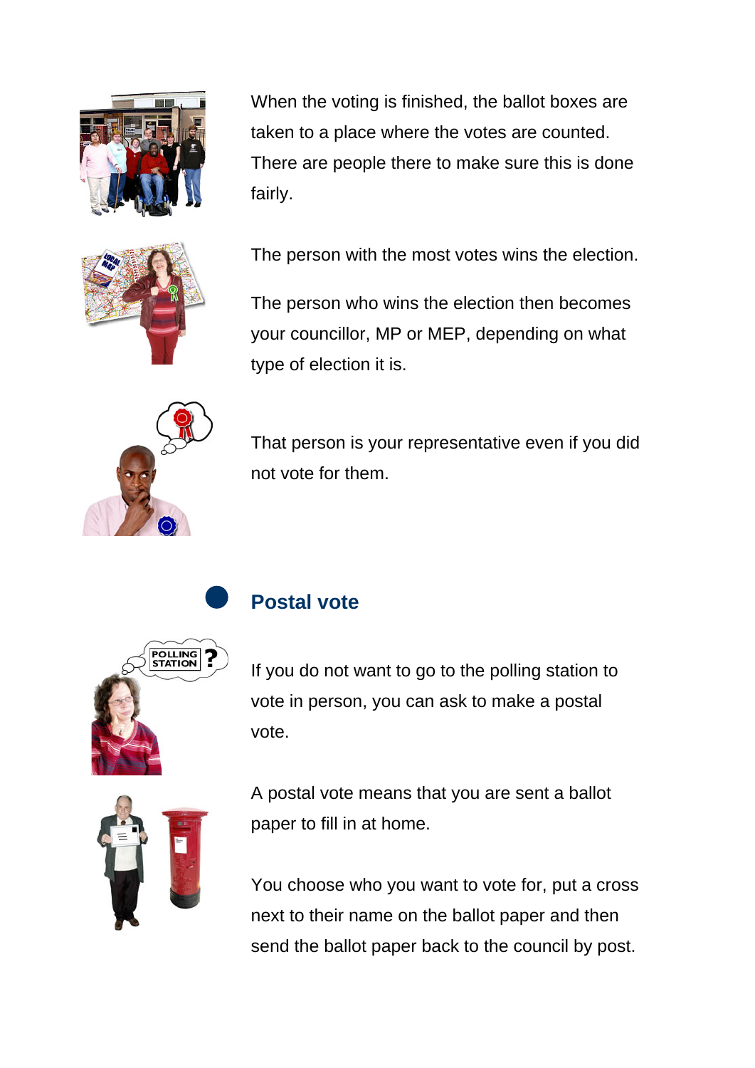When the voting is finished, the ballot boxes are taken to a place where the votes are counted. There are people there to make sure this is done fairly.

The person with the most votes wins the election.

The person who wins the election then becomes your councillor, MP or MEP, depending on what type of election it is.

That person is your representative even if you did not vote for them.

## Postal vote

If you do not want to go to the polling station to vote in person, you can ask to make a postal vote.

A postal vote means that you are sent a ballot paper to fill in at home.

You choose who you want to vote for, put a cross next to their name on the ballot paper and then send the ballot paper back to the council by post.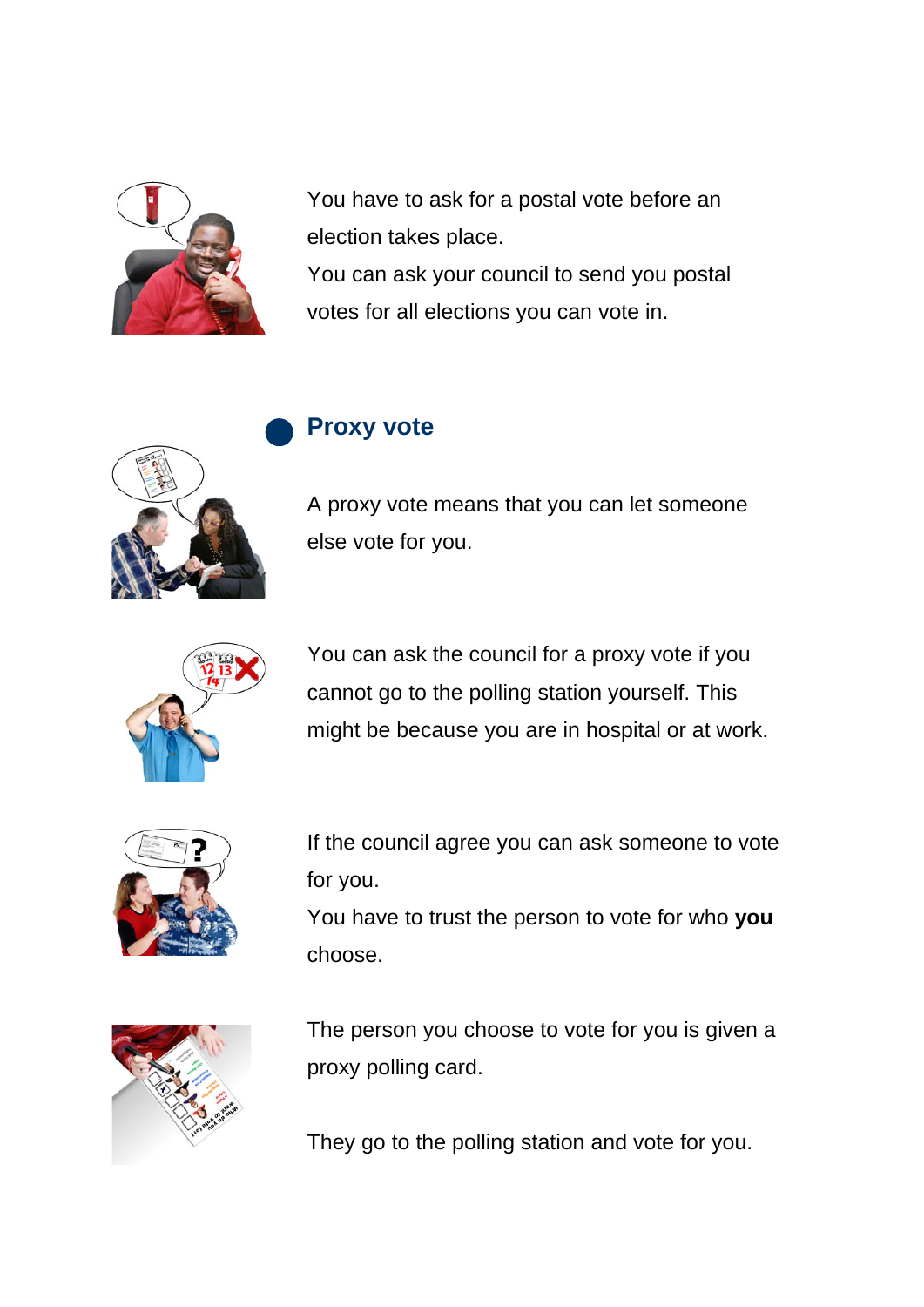You have to ask for a postal vote before an election takes place.

You can ask your council to send you postal votes for all elections you can vote in.

## Proxy vote

A proxy vote means that you can let someone else vote for you.

You can ask the council for a proxy vote if you cannot go to the polling station yourself. This might be because you are in hospital or at work.

If the council agree you can ask someone to vote for you.

You have to trust the person to vote for who **you** choose.

The person you choose to vote for you is given a proxy polling card.

They go to the polling station and vote for you.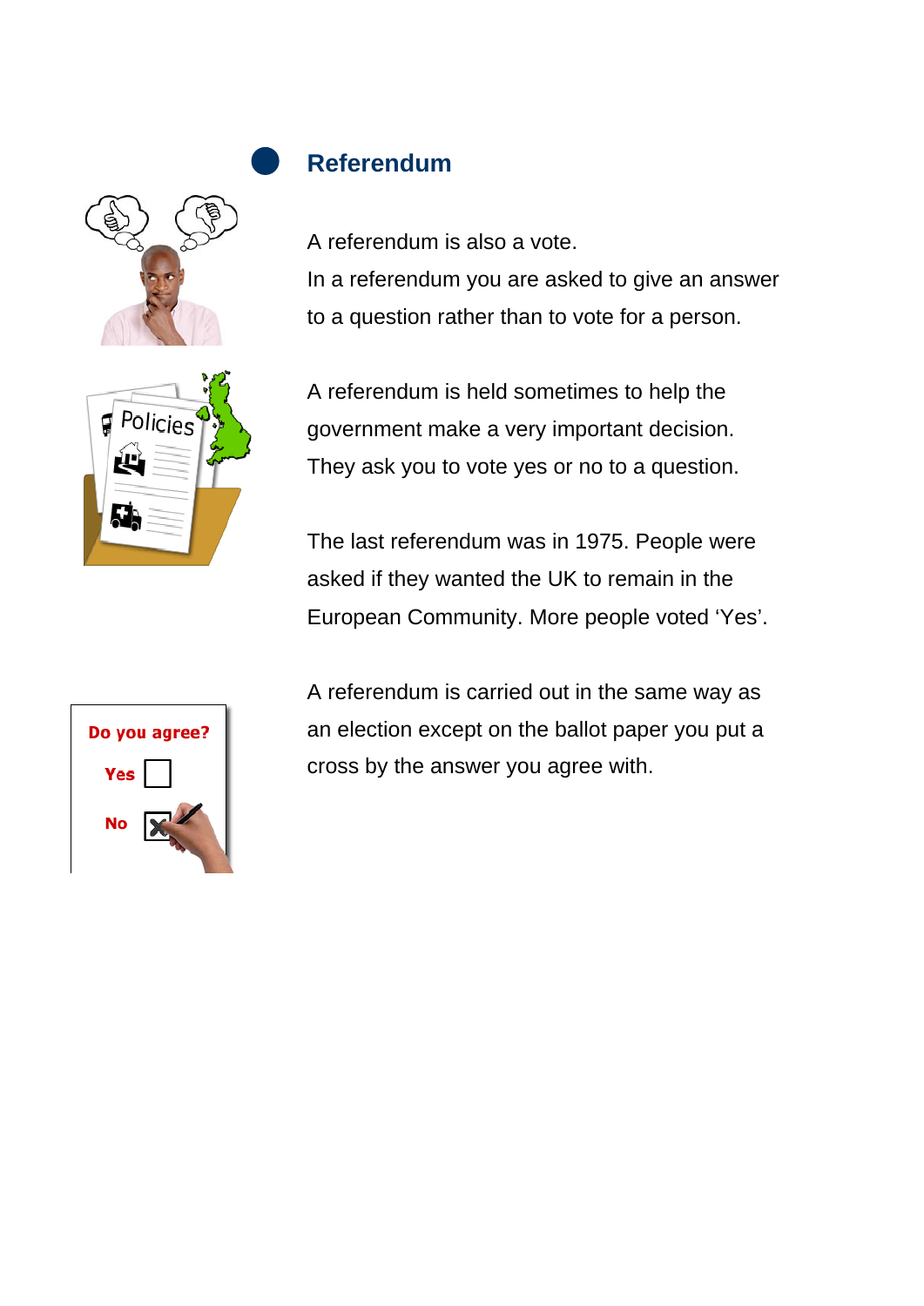## Referendum

A referendum is also a vote.
In a referendum you are asked to give an answer to a question rather than to vote for a person.

A referendum is held sometimes to help the government make a very important decision.
They ask you to vote yes or no to a question.

The last referendum was in 1975. People were asked if they wanted the UK to remain in the European Community. More people voted 'Yes'.

A referendum is carried out in the same way as an election except on the ballot paper you put a cross by the answer you agree with.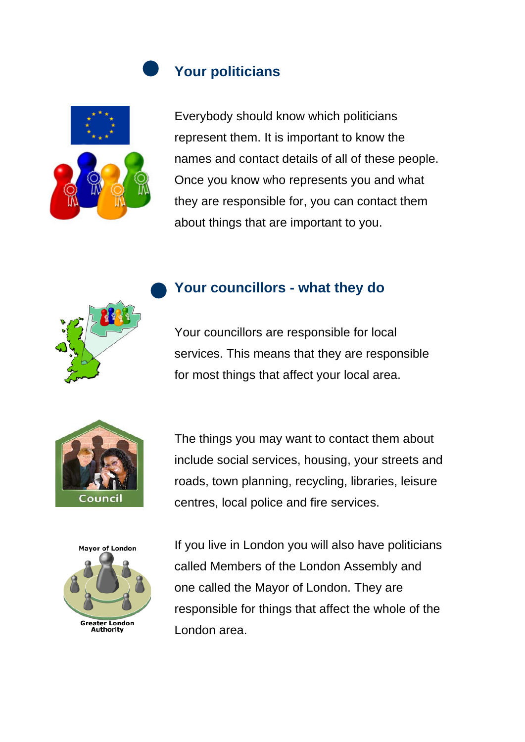## Your politicians

Everybody should know which politicians represent them. It is important to know the names and contact details of all of these people. Once you know who represents you and what they are responsible for, you can contact them about things that are important to you.

## Your councillors - what they do

Your councillors are responsible for local services. This means that they are responsible for most things that affect your local area.

The things you may want to contact them about include social services, housing, your streets and roads, town planning, recycling, libraries, leisure centres, local police and fire services.

If you live in London you will also have politicians called Members of the London Assembly and one called the Mayor of London. They are responsible for things that affect the whole of the London area.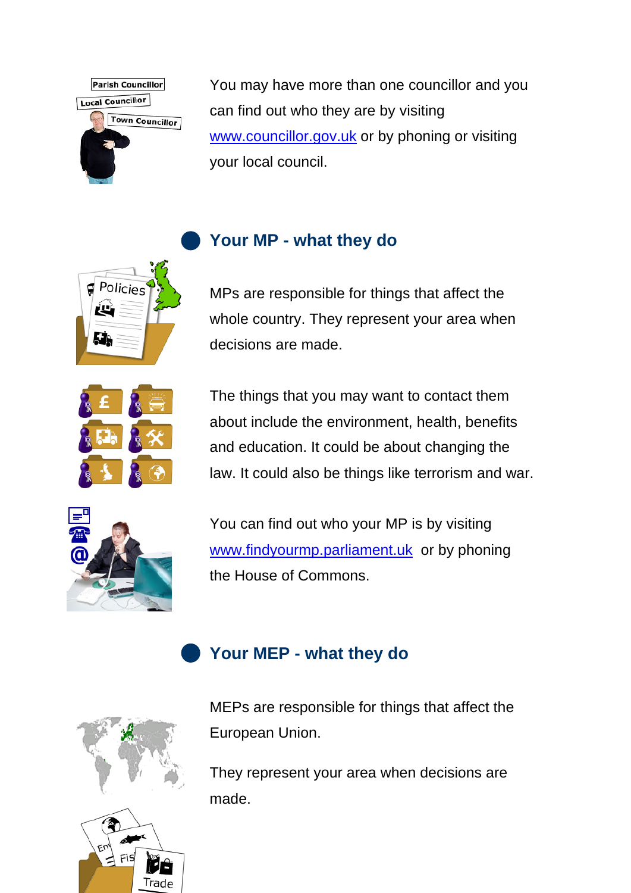You may have more than one councillor and you can find out who they are by visiting www.councillor.gov.uk or by phoning or visiting your local council.

## Your MP - what they do

MPs are responsible for things that affect the whole country. They represent your area when decisions are made.

The things that you may want to contact them about include the environment, health, benefits and education. It could be about changing the law. It could also be things like terrorism and war.

You can find out who your MP is by visiting www.findyourmp.parliament.uk or by phoning the House of Commons.

## Your MEP - what they do

MEPs are responsible for things that affect the European Union.

They represent your area when decisions are made.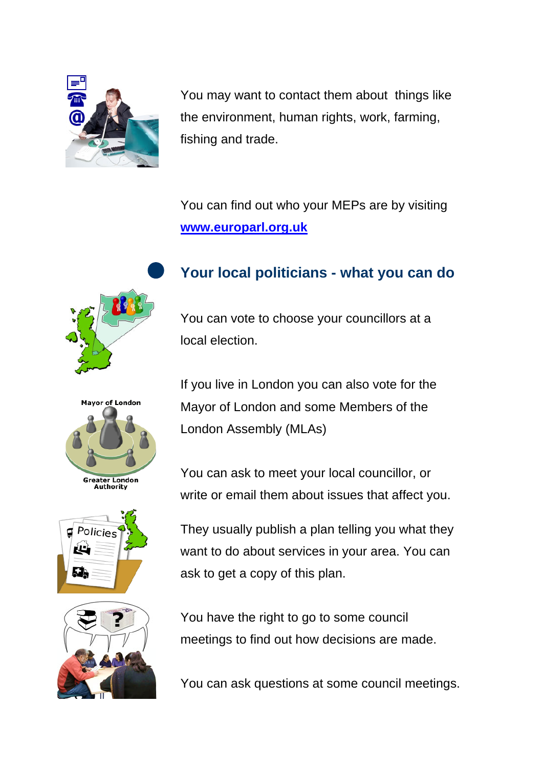You may want to contact them about things like the environment, human rights, work, farming, fishing and trade.

You can find out who your MEPs are by visiting **[www.europarl.org.uk](http://www.europarl.org.uk)**

## Your local politicians - what you can do

You can vote to choose your councillors at a local election.

If you live in London you can also vote for the Mayor of London and some Members of the London Assembly (MLAs)

You can ask to meet your local councillor, or write or email them about issues that affect you.

They usually publish a plan telling you what they want to do about services in your area. You can ask to get a copy of this plan.

You have the right to go to some council meetings to find out how decisions are made.

You can ask questions at some council meetings.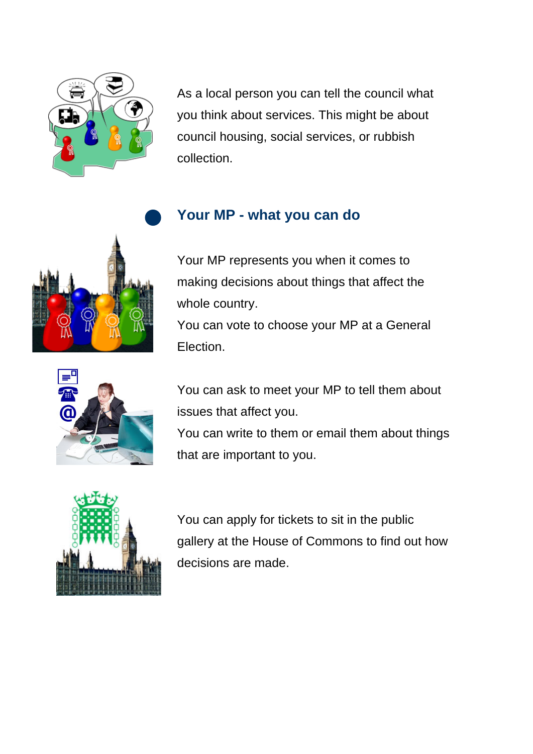As a local person you can tell the council what you think about services. This might be about council housing, social services, or rubbish collection.

## Your MP - what you can do

Your MP represents you when it comes to making decisions about things that affect the whole country.

You can vote to choose your MP at a General Election.

You can ask to meet your MP to tell them about issues that affect you.

You can write to them or email them about things that are important to you.

You can apply for tickets to sit in the public gallery at the House of Commons to find out how decisions are made.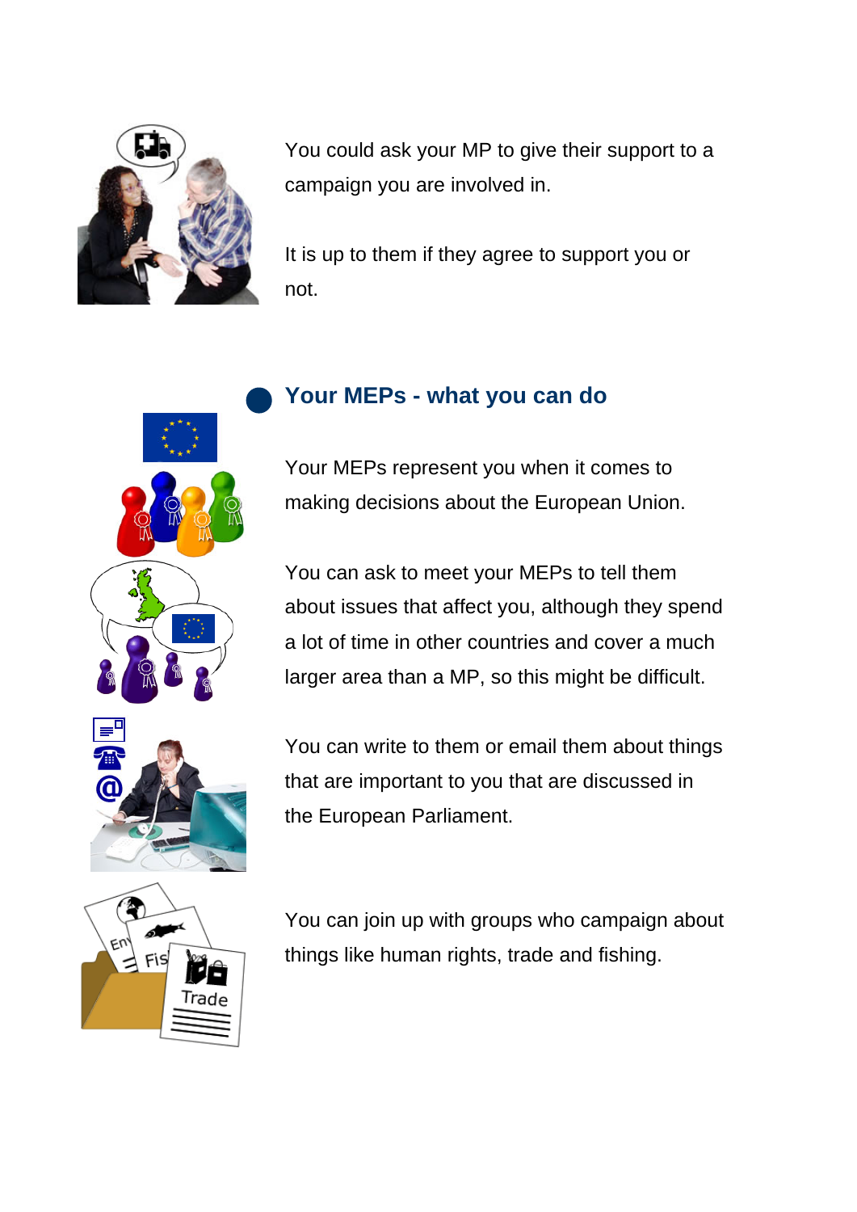You could ask your MP to give their support to a campaign you are involved in.

It is up to them if they agree to support you or not.

## Your MEPs - what you can do

Your MEPs represent you when it comes to making decisions about the European Union.

You can ask to meet your MEPs to tell them about issues that affect you, although they spend a lot of time in other countries and cover a much larger area than a MP, so this might be difficult.

You can write to them or email them about things that are important to you that are discussed in the European Parliament.

You can join up with groups who campaign about things like human rights, trade and fishing.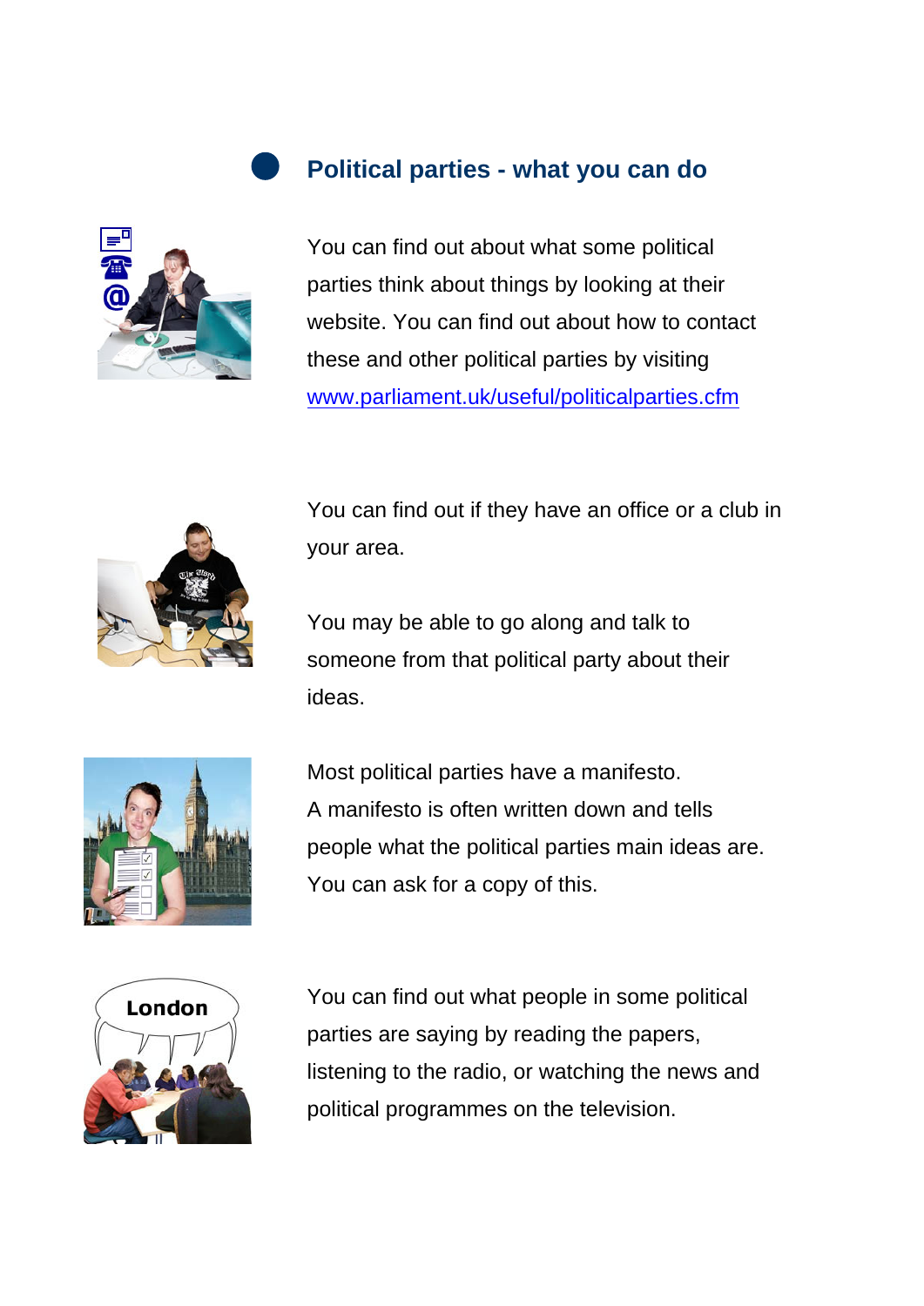## Political parties - what you can do

You can find out about what some political parties think about things by looking at their website. You can find out about how to contact these and other political parties by visiting www.parliament.uk/useful/politicalparties.cfm

You can find out if they have an office or a club in your area.

You may be able to go along and talk to someone from that political party about their ideas.

Most political parties have a manifesto.
A manifesto is often written down and tells people what the political parties main ideas are.
You can ask for a copy of this.

You can find out what people in some political parties are saying by reading the papers, listening to the radio, or watching the news and political programmes on the television.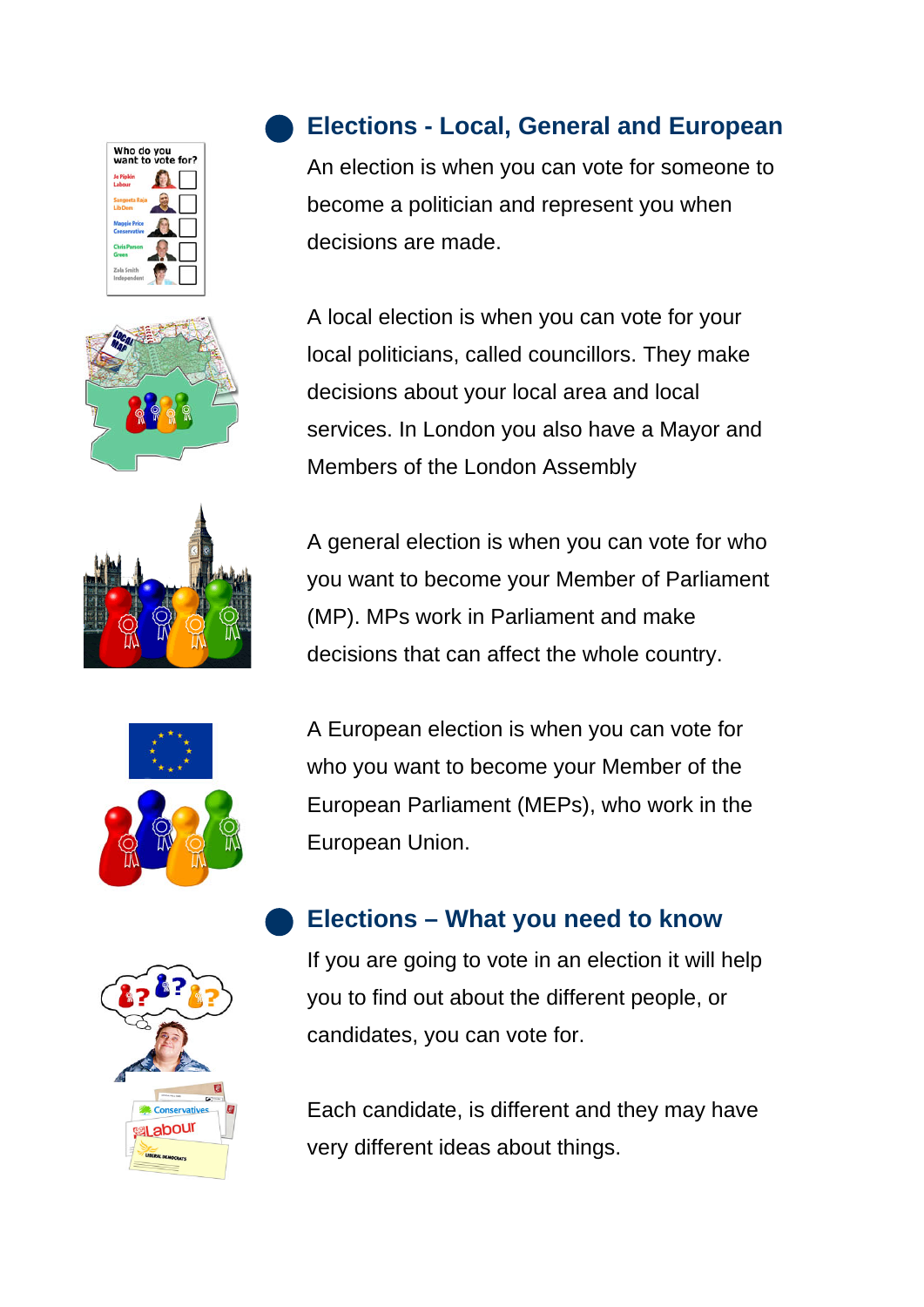## Elections - Local, General and European

An election is when you can vote for someone to become a politician and represent you when decisions are made.

A local election is when you can vote for your local politicians, called councillors. They make decisions about your local area and local services. In London you also have a Mayor and Members of the London Assembly

A general election is when you can vote for who you want to become your Member of Parliament (MP). MPs work in Parliament and make decisions that can affect the whole country.

A European election is when you can vote for who you want to become your Member of the European Parliament (MEPs), who work in the European Union.

## Elections – What you need to know

If you are going to vote in an election it will help you to find out about the different people, or candidates, you can vote for.

Each candidate, is different and they may have very different ideas about things.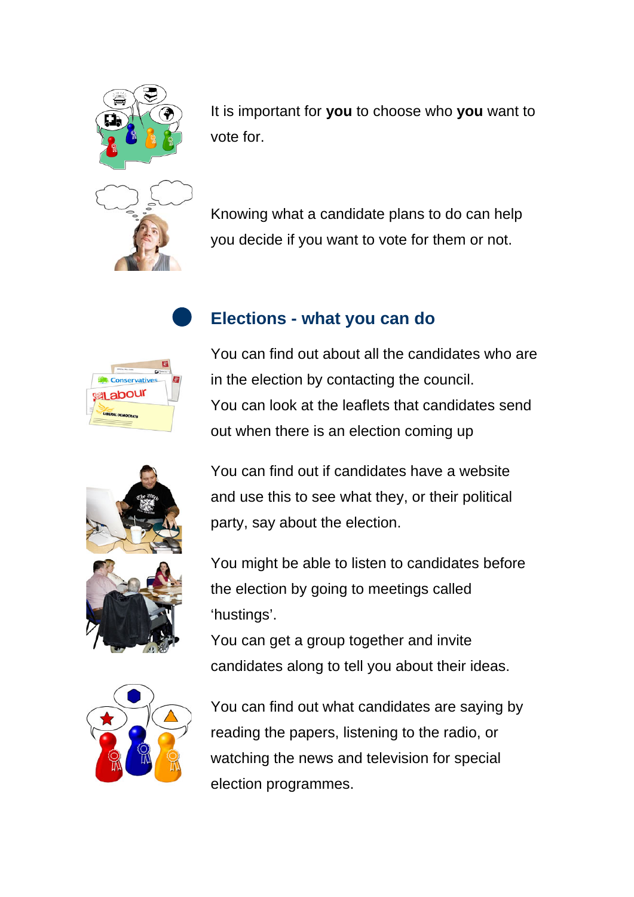It is important for **you** to choose who **you** want to vote for.

Knowing what a candidate plans to do can help you decide if you want to vote for them or not.

## Elections - what you can do

You can find out about all the candidates who are in the election by contacting the council.
You can look at the leaflets that candidates send out when there is an election coming up

You can find out if candidates have a website and use this to see what they, or their political party, say about the election.

You might be able to listen to candidates before the election by going to meetings called 'hustings'.
You can get a group together and invite candidates along to tell you about their ideas.

You can find out what candidates are saying by reading the papers, listening to the radio, or watching the news and television for special election programmes.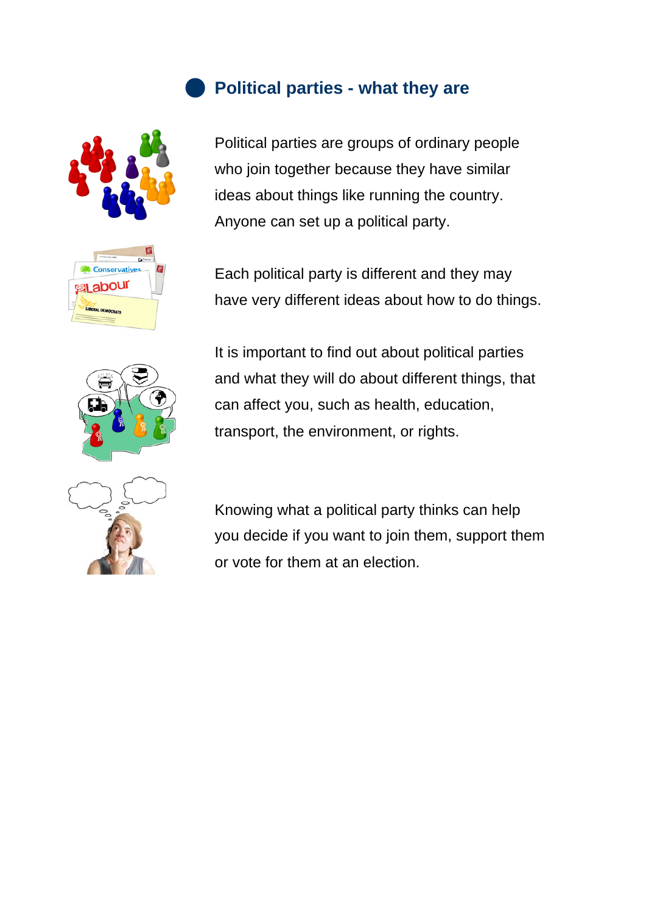## Political parties - what they are

Political parties are groups of ordinary people who join together because they have similar ideas about things like running the country. Anyone can set up a political party.

Each political party is different and they may have very different ideas about how to do things.

It is important to find out about political parties and what they will do about different things, that can affect you, such as health, education, transport, the environment, or rights.

Knowing what a political party thinks can help you decide if you want to join them, support them or vote for them at an election.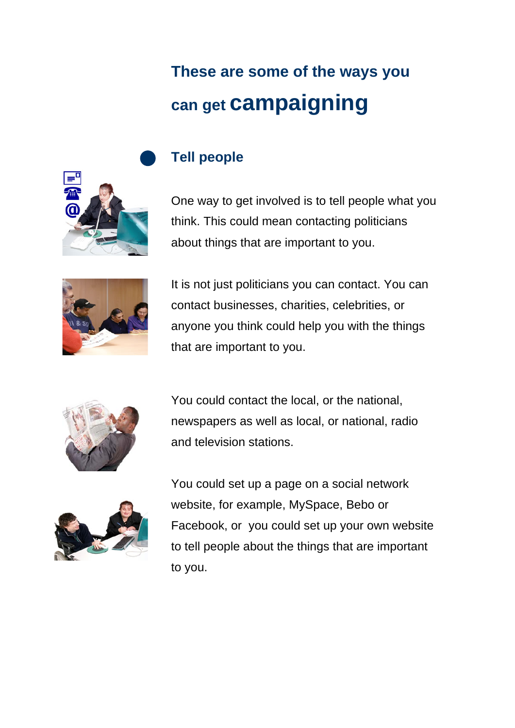## These are some of the ways you can get **campaigning**

### Tell people

One way to get involved is to tell people what you think. This could mean contacting politicians about things that are important to you.

It is not just politicians you can contact. You can contact businesses, charities, celebrities, or anyone you think could help you with the things that are important to you.

You could contact the local, or the national, newspapers as well as local, or national, radio and television stations.

You could set up a page on a social network website, for example, MySpace, Bebo or Facebook, or  you could set up your own website to tell people about the things that are important to you.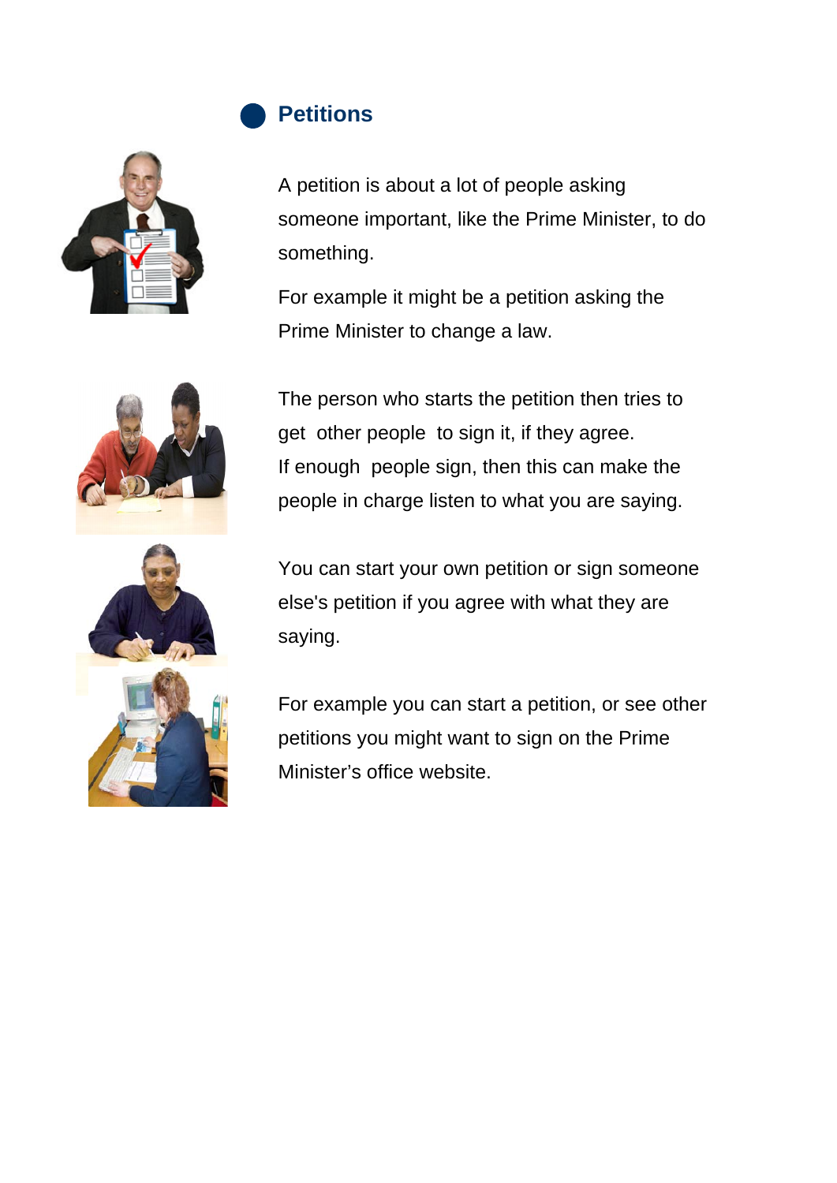## Petitions

A petition is about a lot of people asking someone important, like the Prime Minister, to do something.

For example it might be a petition asking the Prime Minister to change a law.

The person who starts the petition then tries to get other people to sign it, if they agree.
If enough people sign, then this can make the people in charge listen to what you are saying.

You can start your own petition or sign someone else's petition if you agree with what they are saying.

For example you can start a petition, or see other petitions you might want to sign on the Prime Minister's office website.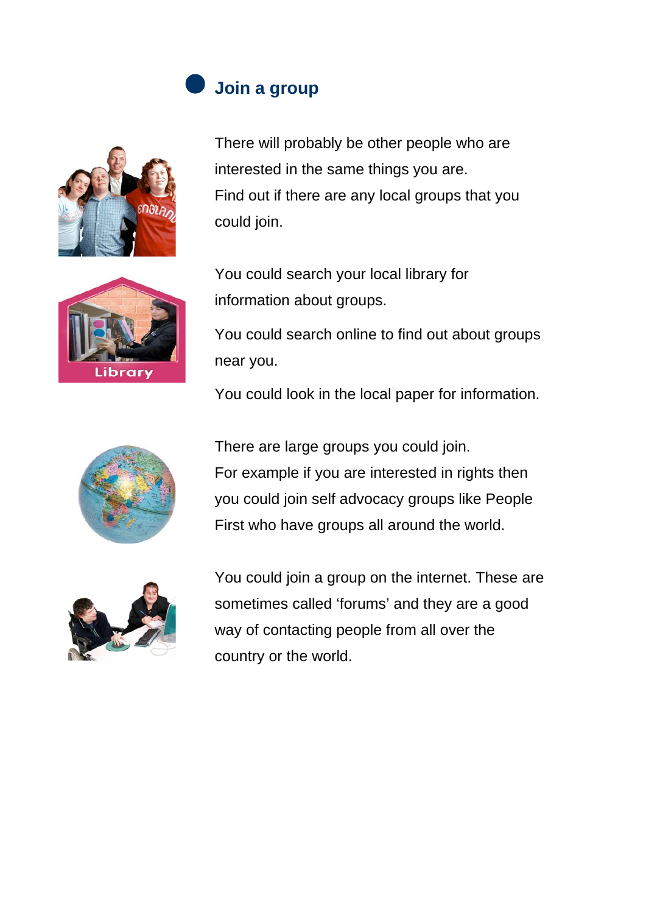## Join a group

There will probably be other people who are interested in the same things you are.
Find out if there are any local groups that you could join.

You could search your local library for information about groups.

You could search online to find out about groups near you.

You could look in the local paper for information.

There are large groups you could join.
For example if you are interested in rights then you could join self advocacy groups like People First who have groups all around the world.

You could join a group on the internet. These are sometimes called 'forums' and they are a good way of contacting people from all over the country or the world.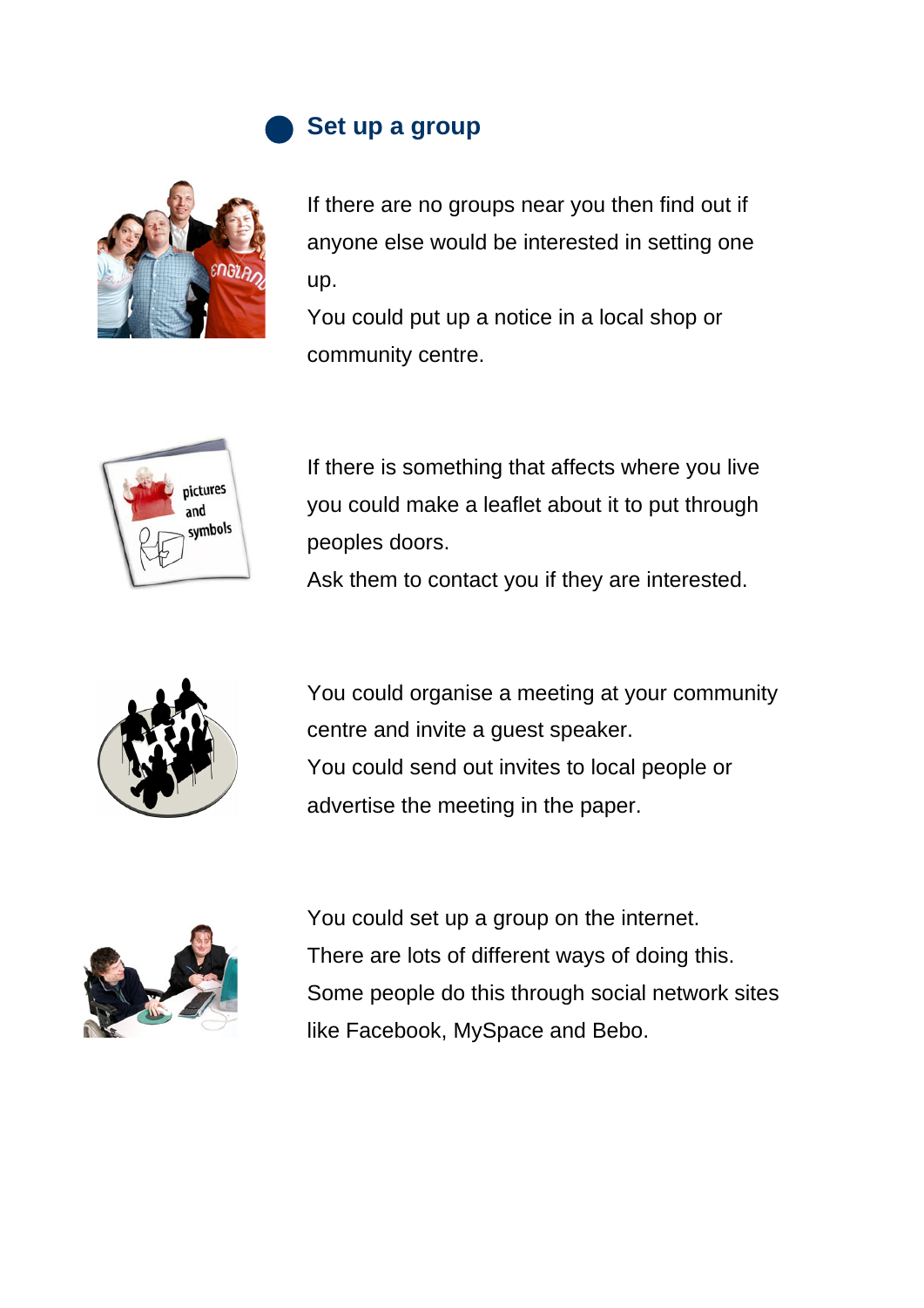## Set up a group

If there are no groups near you then find out if anyone else would be interested in setting one up.

You could put up a notice in a local shop or community centre.

If there is something that affects where you live you could make a leaflet about it to put through peoples doors.

Ask them to contact you if they are interested.

You could organise a meeting at your community centre and invite a guest speaker.

You could send out invites to local people or advertise the meeting in the paper.

You could set up a group on the internet.

There are lots of different ways of doing this.

Some people do this through social network sites like Facebook, MySpace and Bebo.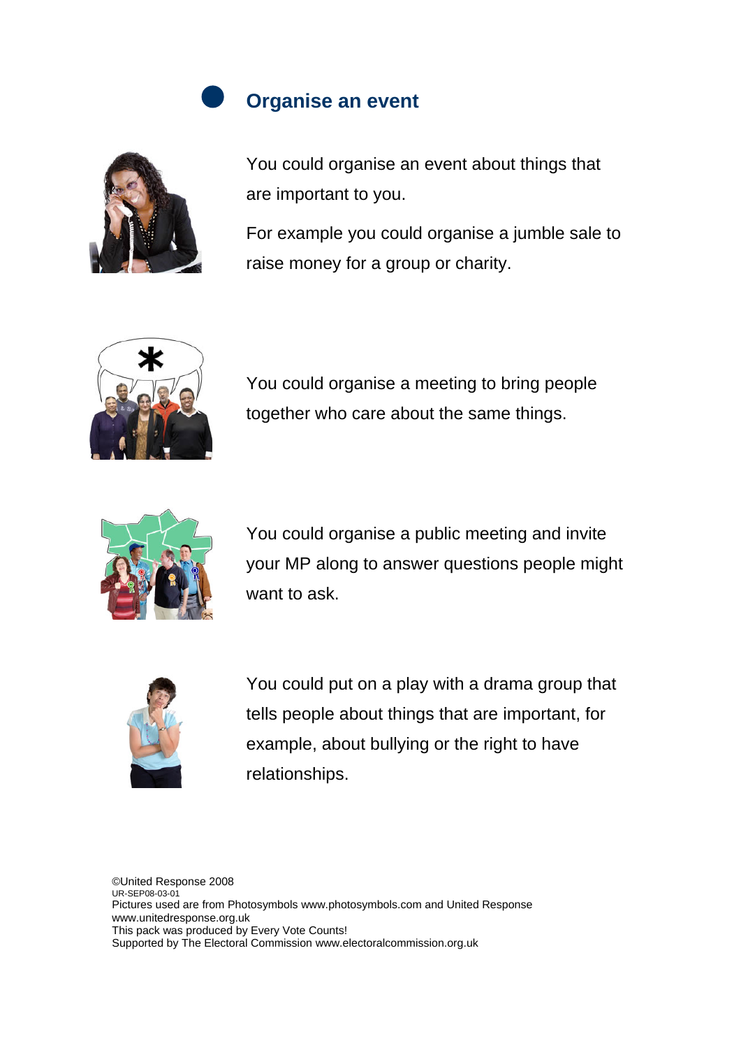## Organise an event

You could organise an event about things that are important to you.

For example you could organise a jumble sale to raise money for a group or charity.

You could organise a meeting to bring people together who care about the same things.

You could organise a public meeting and invite your MP along to answer questions people might want to ask.

You could put on a play with a drama group that tells people about things that are important, for example, about bullying or the right to have relationships.

©United Response 2008
UR-SEP08-03-01
Pictures used are from Photosymbols www.photosymbols.com and United Response www.unitedresponse.org.uk
This pack was produced by Every Vote Counts!
Supported by The Electoral Commission www.electoralcommission.org.uk